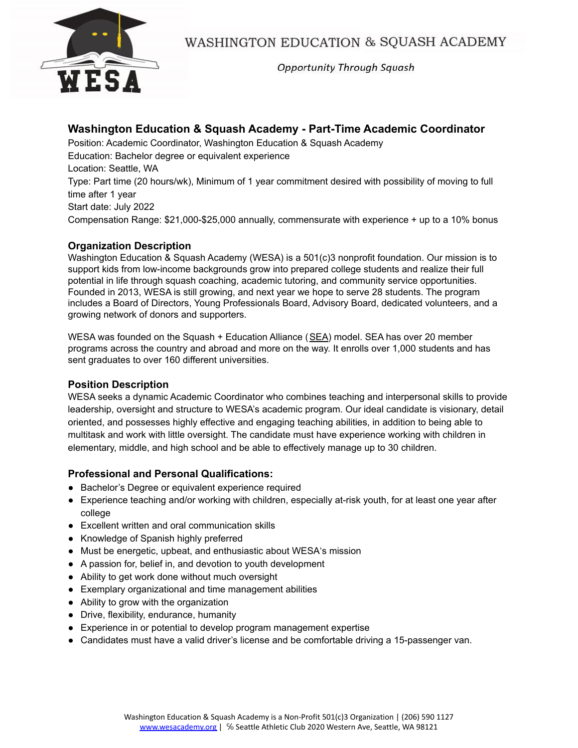WASHINGTON EDUCATION & SQUASH ACADEMY

*Opportunity Through Squash*

## Washington Education & Squash Academy - Part-Time Academic Coordinator

Position: Academic Coordinator, Washington Education & Squash Academy
Education: Bachelor degree or equivalent experience
Location: Seattle, WA
Type: Part time (20 hours/wk), Minimum of 1 year commitment desired with possibility of moving to full time after 1 year
Start date: July 2022
Compensation Range: $21,000-$25,000 annually, commensurate with experience + up to a 10% bonus

### Organization Description

Washington Education & Squash Academy (WESA) is a 501(c)3 nonprofit foundation. Our mission is to support kids from low-income backgrounds grow into prepared college students and realize their full potential in life through squash coaching, academic tutoring, and community service opportunities. Founded in 2013, WESA is still growing, and next year we hope to serve 28 students. The program includes a Board of Directors, Young Professionals Board, Advisory Board, dedicated volunteers, and a growing network of donors and supporters.

WESA was founded on the Squash + Education Alliance (SEA) model. SEA has over 20 member programs across the country and abroad and more on the way. It enrolls over 1,000 students and has sent graduates to over 160 different universities.

### Position Description

WESA seeks a dynamic Academic Coordinator who combines teaching and interpersonal skills to provide leadership, oversight and structure to WESA's academic program. Our ideal candidate is visionary, detail oriented, and possesses highly effective and engaging teaching abilities, in addition to being able to multitask and work with little oversight. The candidate must have experience working with children in elementary, middle, and high school and be able to effectively manage up to 30 children.

### Professional and Personal Qualifications:

- Bachelor's Degree or equivalent experience required
- Experience teaching and/or working with children, especially at-risk youth, for at least one year after college
- Excellent written and oral communication skills
- Knowledge of Spanish highly preferred
- Must be energetic, upbeat, and enthusiastic about WESA's mission
- A passion for, belief in, and devotion to youth development
- Ability to get work done without much oversight
- Exemplary organizational and time management abilities
- Ability to grow with the organization
- Drive, flexibility, endurance, humanity
- Experience in or potential to develop program management expertise
- Candidates must have a valid driver's license and be comfortable driving a 15-passenger van.

Washington Education & Squash Academy is a Non-Profit 501(c)3 Organization | (206) 590 1127
www.wesacademy.org | ℅ Seattle Athletic Club 2020 Western Ave, Seattle, WA 98121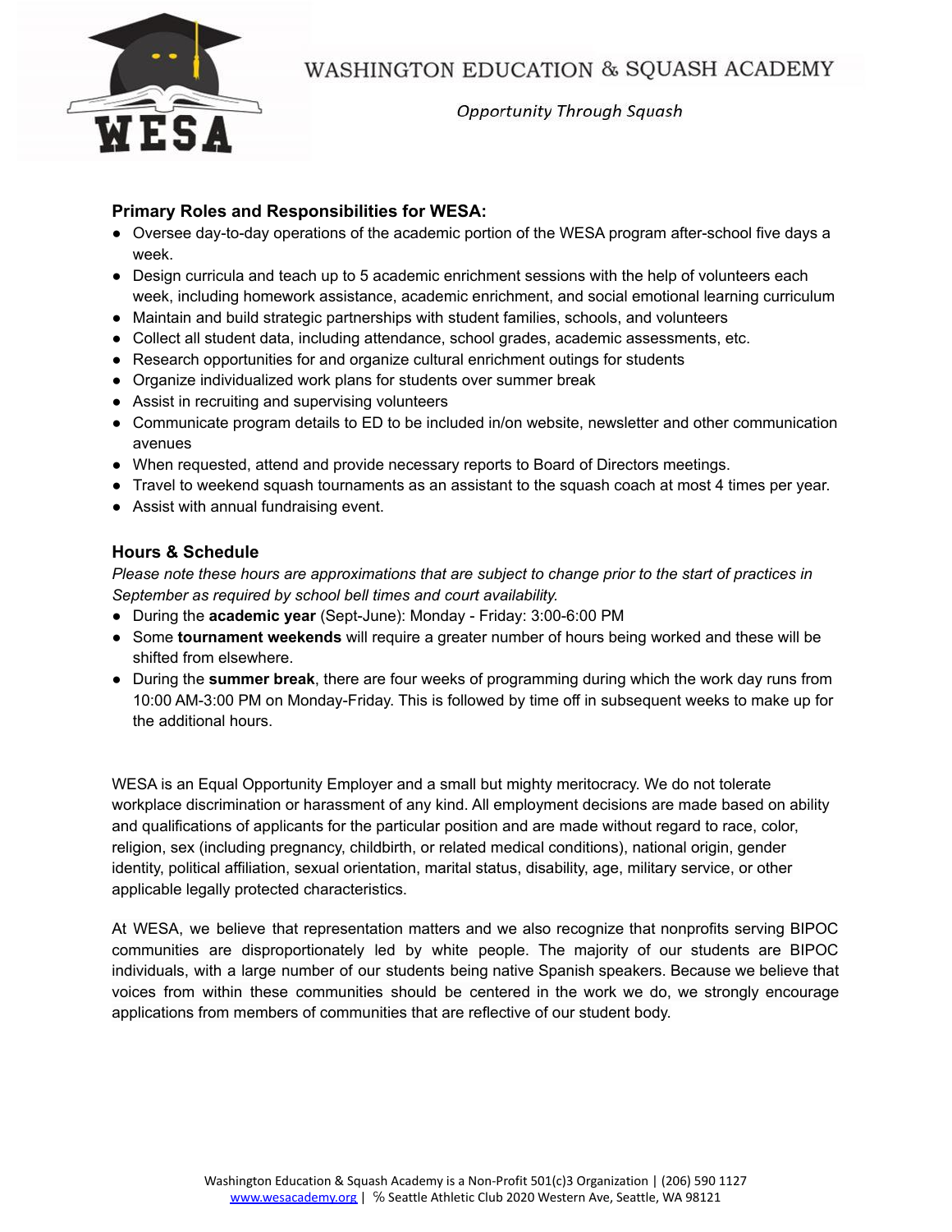## Primary Roles and Responsibilities for WESA:

- Oversee day-to-day operations of the academic portion of the WESA program after-school five days a week.
- Design curricula and teach up to 5 academic enrichment sessions with the help of volunteers each week, including homework assistance, academic enrichment, and social emotional learning curriculum
- Maintain and build strategic partnerships with student families, schools, and volunteers
- Collect all student data, including attendance, school grades, academic assessments, etc.
- Research opportunities for and organize cultural enrichment outings for students
- Organize individualized work plans for students over summer break
- Assist in recruiting and supervising volunteers
- Communicate program details to ED to be included in/on website, newsletter and other communication avenues
- When requested, attend and provide necessary reports to Board of Directors meetings.
- Travel to weekend squash tournaments as an assistant to the squash coach at most 4 times per year.
- Assist with annual fundraising event.

## Hours & Schedule

*Please note these hours are approximations that are subject to change prior to the start of practices in September as required by school bell times and court availability.*

- During the **academic year** (Sept-June): Monday - Friday: 3:00-6:00 PM
- Some **tournament weekends** will require a greater number of hours being worked and these will be shifted from elsewhere.
- During the **summer break**, there are four weeks of programming during which the work day runs from 10:00 AM-3:00 PM on Monday-Friday. This is followed by time off in subsequent weeks to make up for the additional hours.

WESA is an Equal Opportunity Employer and a small but mighty meritocracy. We do not tolerate workplace discrimination or harassment of any kind. All employment decisions are made based on ability and qualifications of applicants for the particular position and are made without regard to race, color, religion, sex (including pregnancy, childbirth, or related medical conditions), national origin, gender identity, political affiliation, sexual orientation, marital status, disability, age, military service, or other applicable legally protected characteristics.

At WESA, we believe that representation matters and we also recognize that nonprofits serving BIPOC communities are disproportionately led by white people. The majority of our students are BIPOC individuals, with a large number of our students being native Spanish speakers. Because we believe that voices from within these communities should be centered in the work we do, we strongly encourage applications from members of communities that are reflective of our student body.